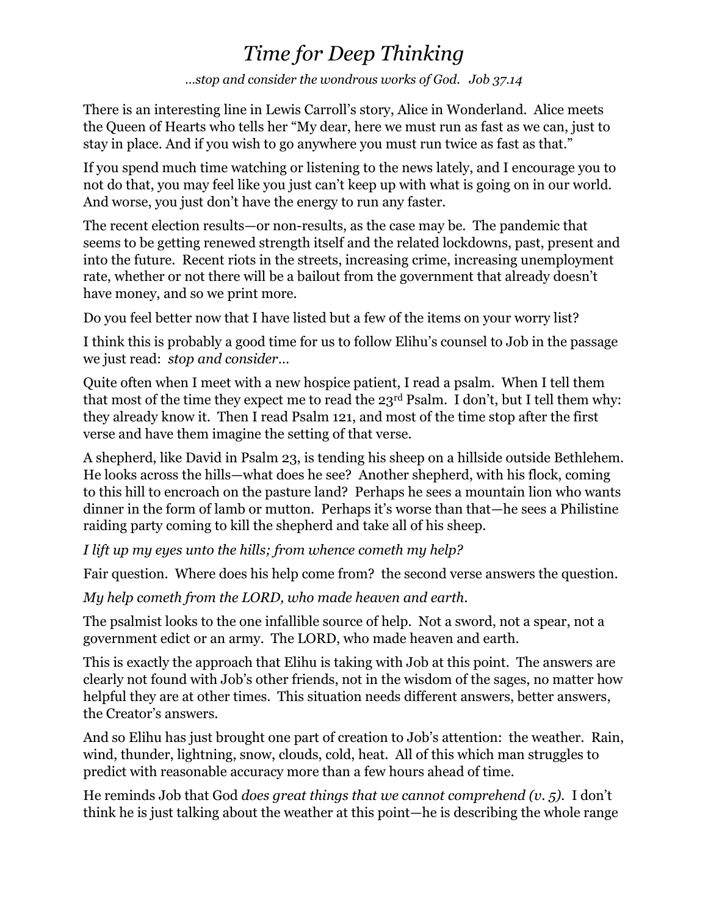# *Time for Deep Thinking*

*…stop and consider the wondrous works of God. Job 37.14*

There is an interesting line in Lewis Carroll's story, Alice in Wonderland. Alice meets the Queen of Hearts who tells her "My dear, here we must run as fast as we can, just to stay in place. And if you wish to go anywhere you must run twice as fast as that."

If you spend much time watching or listening to the news lately, and I encourage you to not do that, you may feel like you just can't keep up with what is going on in our world. And worse, you just don't have the energy to run any faster.

The recent election results—or non-results, as the case may be. The pandemic that seems to be getting renewed strength itself and the related lockdowns, past, present and into the future. Recent riots in the streets, increasing crime, increasing unemployment rate, whether or not there will be a bailout from the government that already doesn't have money, and so we print more.

Do you feel better now that I have listed but a few of the items on your worry list?

I think this is probably a good time for us to follow Elihu's counsel to Job in the passage we just read: *stop and consider…*

Quite often when I meet with a new hospice patient, I read a psalm. When I tell them that most of the time they expect me to read the 23rd Psalm. I don't, but I tell them why: they already know it. Then I read Psalm 121, and most of the time stop after the first verse and have them imagine the setting of that verse.

A shepherd, like David in Psalm 23, is tending his sheep on a hillside outside Bethlehem. He looks across the hills—what does he see? Another shepherd, with his flock, coming to this hill to encroach on the pasture land? Perhaps he sees a mountain lion who wants dinner in the form of lamb or mutton. Perhaps it's worse than that—he sees a Philistine raiding party coming to kill the shepherd and take all of his sheep.

*I lift up my eyes unto the hills; from whence cometh my help?*

Fair question. Where does his help come from? the second verse answers the question.

*My help cometh from the LORD, who made heaven and earth.*

The psalmist looks to the one infallible source of help. Not a sword, not a spear, not a government edict or an army. The LORD, who made heaven and earth.

This is exactly the approach that Elihu is taking with Job at this point. The answers are clearly not found with Job's other friends, not in the wisdom of the sages, no matter how helpful they are at other times. This situation needs different answers, better answers, the Creator's answers.

And so Elihu has just brought one part of creation to Job's attention: the weather. Rain, wind, thunder, lightning, snow, clouds, cold, heat. All of this which man struggles to predict with reasonable accuracy more than a few hours ahead of time.

He reminds Job that God *does great things that we cannot comprehend (v. 5).* I don't think he is just talking about the weather at this point—he is describing the whole range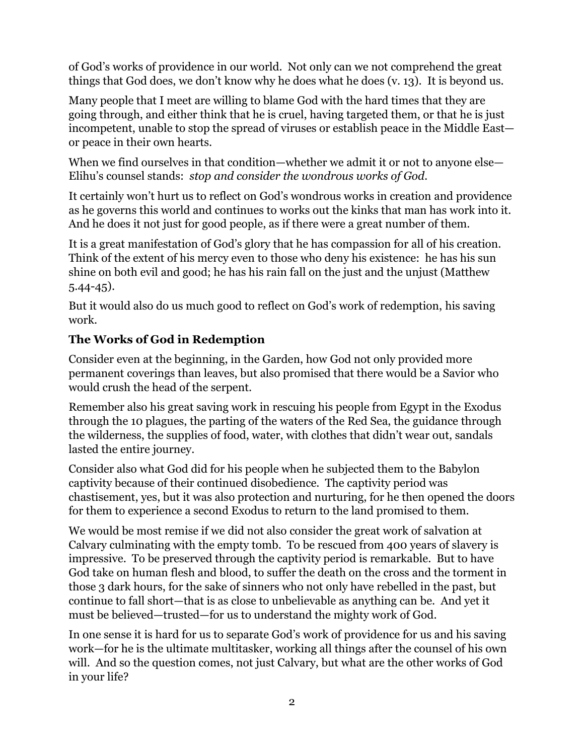of God's works of providence in our world. Not only can we not comprehend the great things that God does, we don't know why he does what he does (v. 13). It is beyond us.

Many people that I meet are willing to blame God with the hard times that they are going through, and either think that he is cruel, having targeted them, or that he is just incompetent, unable to stop the spread of viruses or establish peace in the Middle East—or peace in their own hearts.

When we find ourselves in that condition—whether we admit it or not to anyone else—Elihu's counsel stands: *stop and consider the wondrous works of God.*

It certainly won't hurt us to reflect on God's wondrous works in creation and providence as he governs this world and continues to works out the kinks that man has work into it. And he does it not just for good people, as if there were a great number of them.

It is a great manifestation of God's glory that he has compassion for all of his creation. Think of the extent of his mercy even to those who deny his existence: he has his sun shine on both evil and good; he has his rain fall on the just and the unjust (Matthew 5.44-45).

But it would also do us much good to reflect on God's work of redemption, his saving work.

### The Works of God in Redemption

Consider even at the beginning, in the Garden, how God not only provided more permanent coverings than leaves, but also promised that there would be a Savior who would crush the head of the serpent.

Remember also his great saving work in rescuing his people from Egypt in the Exodus through the 10 plagues, the parting of the waters of the Red Sea, the guidance through the wilderness, the supplies of food, water, with clothes that didn't wear out, sandals lasted the entire journey.

Consider also what God did for his people when he subjected them to the Babylon captivity because of their continued disobedience. The captivity period was chastisement, yes, but it was also protection and nurturing, for he then opened the doors for them to experience a second Exodus to return to the land promised to them.

We would be most remise if we did not also consider the great work of salvation at Calvary culminating with the empty tomb. To be rescued from 400 years of slavery is impressive. To be preserved through the captivity period is remarkable. But to have God take on human flesh and blood, to suffer the death on the cross and the torment in those 3 dark hours, for the sake of sinners who not only have rebelled in the past, but continue to fall short—that is as close to unbelievable as anything can be. And yet it must be believed—trusted—for us to understand the mighty work of God.

In one sense it is hard for us to separate God's work of providence for us and his saving work—for he is the ultimate multitasker, working all things after the counsel of his own will. And so the question comes, not just Calvary, but what are the other works of God in your life?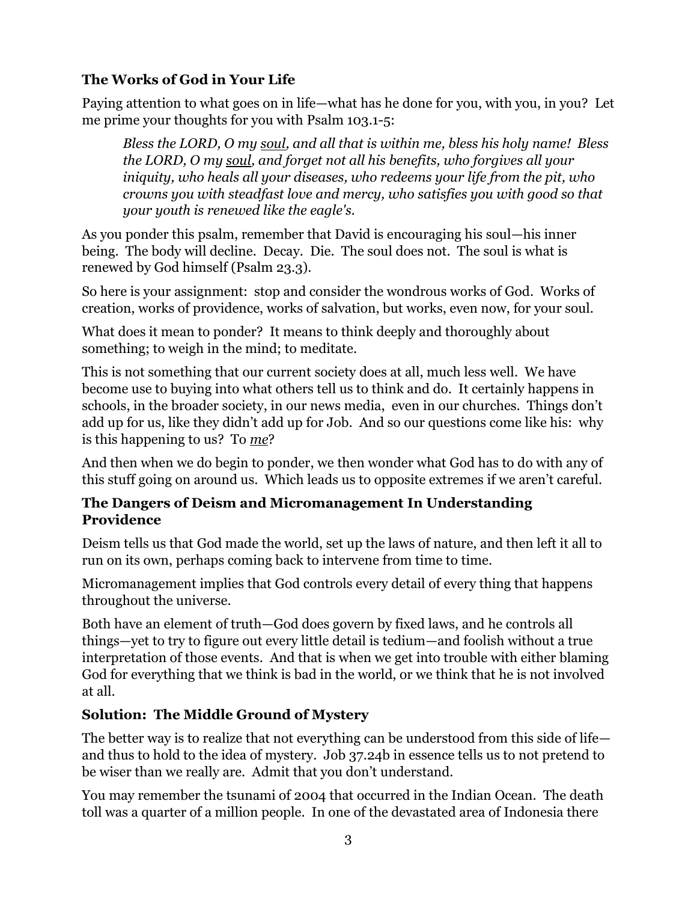### **The Works of God in Your Life**

Paying attention to what goes on in life—what has he done for you, with you, in you? Let me prime your thoughts for you with Psalm 103.1-5:

> *Bless the LORD, O my <u>soul</u>, and all that is within me, bless his holy name! Bless the LORD, O my <u>soul</u>, and forget not all his benefits, who forgives all your iniquity, who heals all your diseases, who redeems your life from the pit, who crowns you with steadfast love and mercy, who satisfies you with good so that your youth is renewed like the eagle's.*

As you ponder this psalm, remember that David is encouraging his soul—his inner being. The body will decline. Decay. Die. The soul does not. The soul is what is renewed by God himself (Psalm 23.3).

So here is your assignment: stop and consider the wondrous works of God. Works of creation, works of providence, works of salvation, but works, even now, for your soul.

What does it mean to ponder? It means to think deeply and thoroughly about something; to weigh in the mind; to meditate.

This is not something that our current society does at all, much less well. We have become use to buying into what others tell us to think and do. It certainly happens in schools, in the broader society, in our news media, even in our churches. Things don't add up for us, like they didn't add up for Job. And so our questions come like his: why is this happening to us? To *<u>me</u>*?

And then when we do begin to ponder, we then wonder what God has to do with any of this stuff going on around us. Which leads us to opposite extremes if we aren't careful.

### **The Dangers of Deism and Micromanagement In Understanding Providence**

Deism tells us that God made the world, set up the laws of nature, and then left it all to run on its own, perhaps coming back to intervene from time to time.

Micromanagement implies that God controls every detail of every thing that happens throughout the universe.

Both have an element of truth—God does govern by fixed laws, and he controls all things—yet to try to figure out every little detail is tedium—and foolish without a true interpretation of those events. And that is when we get into trouble with either blaming God for everything that we think is bad in the world, or we think that he is not involved at all.

### **Solution: The Middle Ground of Mystery**

The better way is to realize that not everything can be understood from this side of life—and thus to hold to the idea of mystery. Job 37.24b in essence tells us to not pretend to be wiser than we really are. Admit that you don't understand.

You may remember the tsunami of 2004 that occurred in the Indian Ocean. The death toll was a quarter of a million people. In one of the devastated area of Indonesia there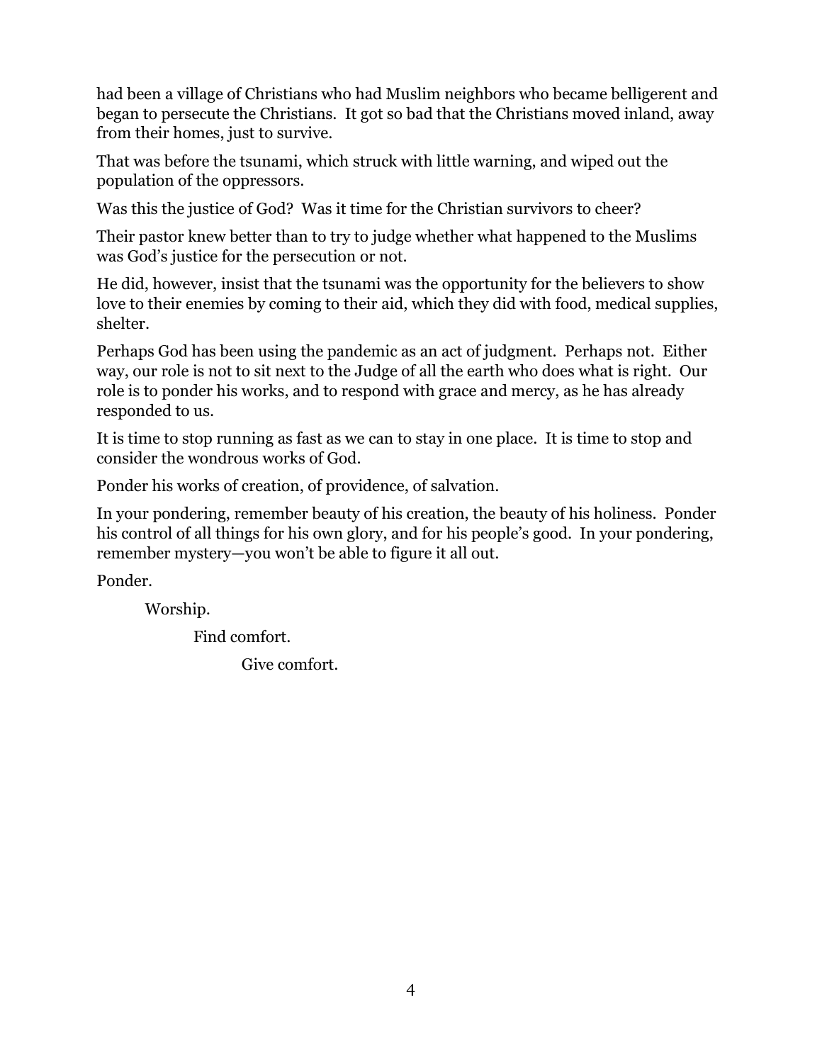had been a village of Christians who had Muslim neighbors who became belligerent and began to persecute the Christians. It got so bad that the Christians moved inland, away from their homes, just to survive.

That was before the tsunami, which struck with little warning, and wiped out the population of the oppressors.

Was this the justice of God? Was it time for the Christian survivors to cheer?

Their pastor knew better than to try to judge whether what happened to the Muslims was God's justice for the persecution or not.

He did, however, insist that the tsunami was the opportunity for the believers to show love to their enemies by coming to their aid, which they did with food, medical supplies, shelter.

Perhaps God has been using the pandemic as an act of judgment. Perhaps not. Either way, our role is not to sit next to the Judge of all the earth who does what is right. Our role is to ponder his works, and to respond with grace and mercy, as he has already responded to us.

It is time to stop running as fast as we can to stay in one place. It is time to stop and consider the wondrous works of God.

Ponder his works of creation, of providence, of salvation.

In your pondering, remember beauty of his creation, the beauty of his holiness. Ponder his control of all things for his own glory, and for his people's good. In your pondering, remember mystery—you won't be able to figure it all out.

Ponder.

Worship.

Find comfort.

Give comfort.